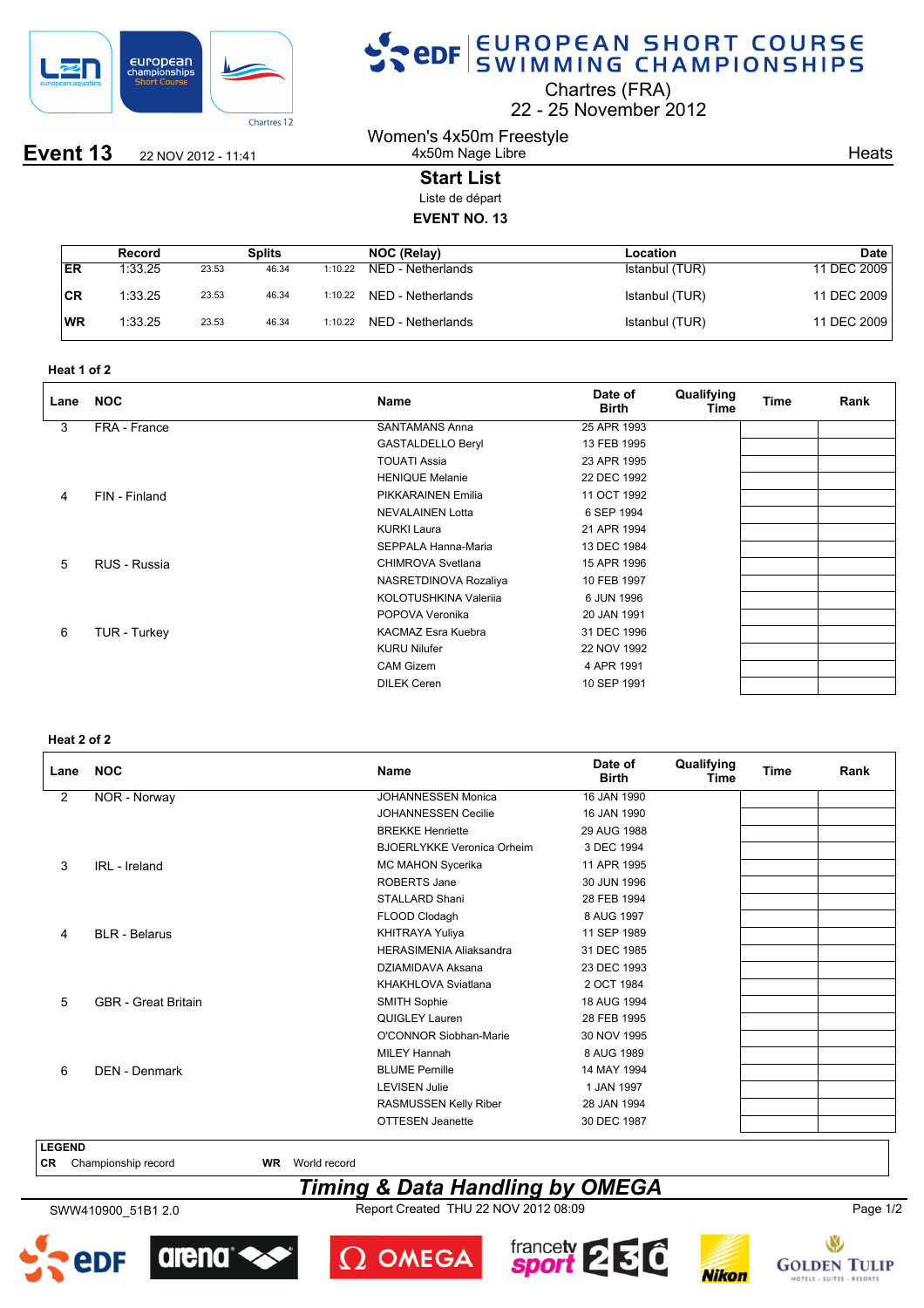# EUROPEAN SHORT COURSE SWIMMING CHAMPIONSHIPS

Chartres (FRA)
22 - 25 November 2012

**Event 13** 22 NOV 2012 - 11:41

Women's 4x50m Freestyle
4x50m Nage Libre

Heats

## Start List

Liste de départ

**EVENT NO. 13**

| | Record | Splits | | | NOC (Relay) | Location | Date |
|---|---|---|---|---|---|---|---|
| ER | 1:33.25 | 23.53 | 46.34 | 1:10.22 | NED - Netherlands | Istanbul (TUR) | 11 DEC 2009 |
| CR | 1:33.25 | 23.53 | 46.34 | 1:10.22 | NED - Netherlands | Istanbul (TUR) | 11 DEC 2009 |
| WR | 1:33.25 | 23.53 | 46.34 | 1:10.22 | NED - Netherlands | Istanbul (TUR) | 11 DEC 2009 |

### Heat 1 of 2

| Lane | NOC | Name | Date of Birth | Qualifying Time | Time | Rank |
|---|---|---|---|---|---|---|
| 3 | FRA - France | SANTAMANS Anna | 25 APR 1993 | | | |
| | | GASTALDELLO Beryl | 13 FEB 1995 | | | |
| | | TOUATI Assia | 23 APR 1995 | | | |
| | | HENIQUE Melanie | 22 DEC 1992 | | | |
| 4 | FIN - Finland | PIKKARAINEN Emilia | 11 OCT 1992 | | | |
| | | NEVALAINEN Lotta | 6 SEP 1994 | | | |
| | | KURKI Laura | 21 APR 1994 | | | |
| | | SEPPALA Hanna-Maria | 13 DEC 1984 | | | |
| 5 | RUS - Russia | CHIMROVA Svetlana | 15 APR 1996 | | | |
| | | NASRETDINOVA Rozaliya | 10 FEB 1997 | | | |
| | | KOLOTUSHKINA Valeriia | 6 JUN 1996 | | | |
| | | POPOVA Veronika | 20 JAN 1991 | | | |
| 6 | TUR - Turkey | KACMAZ Esra Kuebra | 31 DEC 1996 | | | |
| | | KURU Nilufer | 22 NOV 1992 | | | |
| | | CAM Gizem | 4 APR 1991 | | | |
| | | DILEK Ceren | 10 SEP 1991 | | | |

### Heat 2 of 2

| Lane | NOC | Name | Date of Birth | Qualifying Time | Time | Rank |
|---|---|---|---|---|---|---|
| 2 | NOR - Norway | JOHANNESSEN Monica | 16 JAN 1990 | | | |
| | | JOHANNESSEN Cecilie | 16 JAN 1990 | | | |
| | | BREKKE Henriette | 29 AUG 1988 | | | |
| | | BJOERLYKKE Veronica Orheim | 3 DEC 1994 | | | |
| 3 | IRL - Ireland | MC MAHON Sycerika | 11 APR 1995 | | | |
| | | ROBERTS Jane | 30 JUN 1996 | | | |
| | | STALLARD Shani | 28 FEB 1994 | | | |
| | | FLOOD Clodagh | 8 AUG 1997 | | | |
| 4 | BLR - Belarus | KHITRAYA Yuliya | 11 SEP 1989 | | | |
| | | HERASIMENIA Aliaksandra | 31 DEC 1985 | | | |
| | | DZIAMIDAVA Aksana | 23 DEC 1993 | | | |
| | | KHAKHLOVA Sviatlana | 2 OCT 1984 | | | |
| 5 | GBR - Great Britain | SMITH Sophie | 18 AUG 1994 | | | |
| | | QUIGLEY Lauren | 28 FEB 1995 | | | |
| | | O'CONNOR Siobhan-Marie | 30 NOV 1995 | | | |
| | | MILEY Hannah | 8 AUG 1989 | | | |
| 6 | DEN - Denmark | BLUME Pernille | 14 MAY 1994 | | | |
| | | LEVISEN Julie | 1 JAN 1997 | | | |
| | | RASMUSSEN Kelly Riber | 28 JAN 1994 | | | |
| | | OTTESEN Jeanette | 30 DEC 1987 | | | |

**LEGEND**

**CR** Championship record    **WR** World record

*Timing & Data Handling by OMEGA*

SWW410900_51B1 2.0    Report Created THU 22 NOV 2012 08:09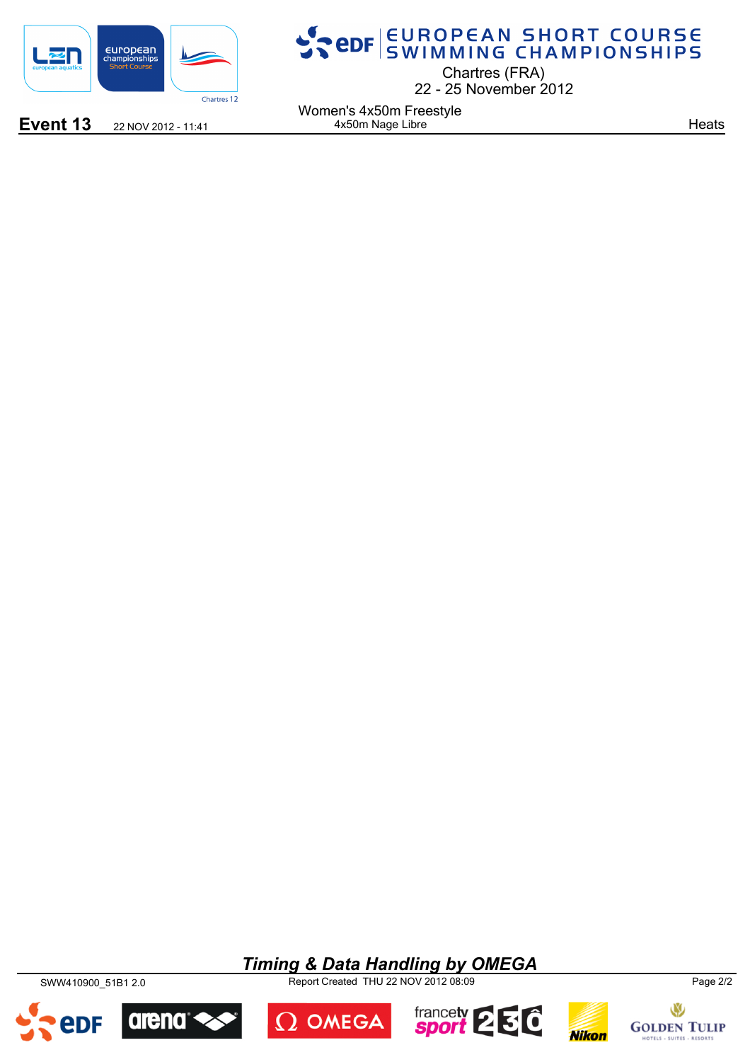# EUROPEAN SHORT COURSE SWIMMING CHAMPIONSHIPS

Chartres (FRA)
22 - 25 November 2012

**Event 13** 22 NOV 2012 - 11:41

Women's 4x50m Freestyle
4x50m Nage Libre

Heats

*Timing & Data Handling by OMEGA*

SWW410900_51B1 2.0

Report Created THU 22 NOV 2012 08:09